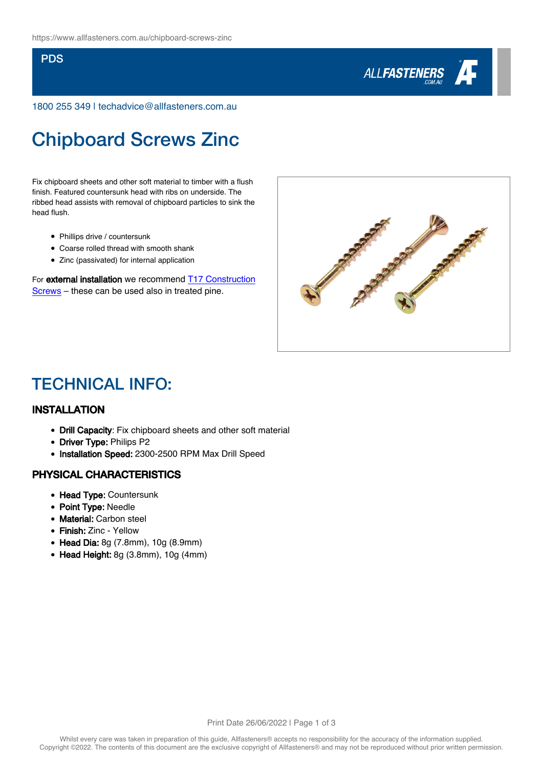https://www.allfasteners.com.au/chipboard-screws-zinc

PDS

1800 255 349 I techadvice@allfasteners.com.au

# Chipboard Screws Zinc

Fix chipboard sheets and other soft material to timber with a flush finish. Featured countersunk head with ribs on underside. The ribbed head assists with removal of chipboard particles to sink the head flush.

- Phillips drive / countersunk
- Coarse rolled thread with smooth shank
- Zinc (passivated) for internal application

For **external installation** we recommend [T17 Construction Screws] – these can be used also in treated pine.

## TECHNICAL INFO:

### INSTALLATION

- **Drill Capacity**: Fix chipboard sheets and other soft material
- **Driver Type:** Philips P2
- **Installation Speed:** 2300-2500 RPM Max Drill Speed

### PHYSICAL CHARACTERISTICS

- **Head Type:** Countersunk
- **Point Type:** Needle
- **Material:** Carbon steel
- **Finish:** Zinc - Yellow
- **Head Dia:** 8g (7.8mm), 10g (8.9mm)
- **Head Height:** 8g (3.8mm), 10g (4mm)

Whilst every care was taken in preparation of this guide, Allfasteners® accepts no responsibility for the accuracy of the information supplied. Copyright ©2022. The contents of this document are the exclusive copyright of Allfasteners® and may not be reproduced without prior written permission.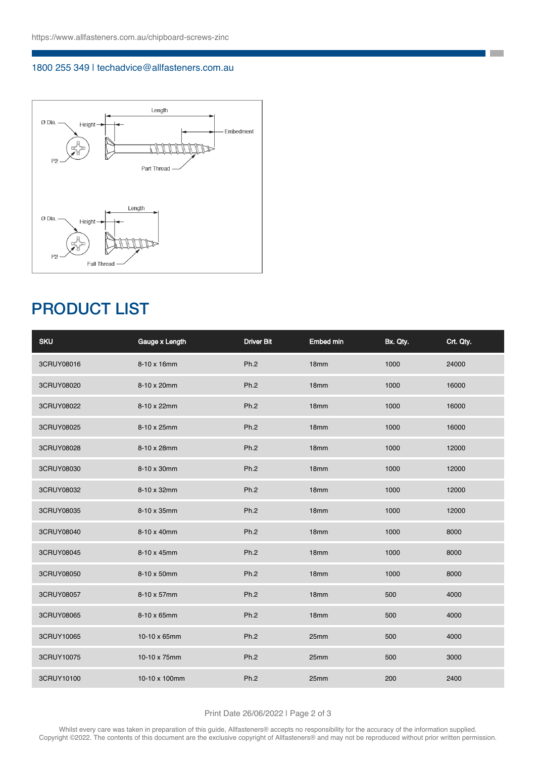https://www.allfasteners.com.au/chipboard-screws-zinc

1800 255 349 | techadvice@allfasteners.com.au

## PRODUCT LIST

| SKU | Gauge x Length | Driver Bit | Embed min | Bx. Qty. | Crt. Qty. |
|---|---|---|---|---|---|
| 3CRUY08016 | 8-10 x 16mm | Ph.2 | 18mm | 1000 | 24000 |
| 3CRUY08020 | 8-10 x 20mm | Ph.2 | 18mm | 1000 | 16000 |
| 3CRUY08022 | 8-10 x 22mm | Ph.2 | 18mm | 1000 | 16000 |
| 3CRUY08025 | 8-10 x 25mm | Ph.2 | 18mm | 1000 | 16000 |
| 3CRUY08028 | 8-10 x 28mm | Ph.2 | 18mm | 1000 | 12000 |
| 3CRUY08030 | 8-10 x 30mm | Ph.2 | 18mm | 1000 | 12000 |
| 3CRUY08032 | 8-10 x 32mm | Ph.2 | 18mm | 1000 | 12000 |
| 3CRUY08035 | 8-10 x 35mm | Ph.2 | 18mm | 1000 | 12000 |
| 3CRUY08040 | 8-10 x 40mm | Ph.2 | 18mm | 1000 | 8000 |
| 3CRUY08045 | 8-10 x 45mm | Ph.2 | 18mm | 1000 | 8000 |
| 3CRUY08050 | 8-10 x 50mm | Ph.2 | 18mm | 1000 | 8000 |
| 3CRUY08057 | 8-10 x 57mm | Ph.2 | 18mm | 500 | 4000 |
| 3CRUY08065 | 8-10 x 65mm | Ph.2 | 18mm | 500 | 4000 |
| 3CRUY10065 | 10-10 x 65mm | Ph.2 | 25mm | 500 | 4000 |
| 3CRUY10075 | 10-10 x 75mm | Ph.2 | 25mm | 500 | 3000 |
| 3CRUY10100 | 10-10 x 100mm | Ph.2 | 25mm | 200 | 2400 |

Print Date 26/06/2022

Whilst every care was taken in preparation of this guide, Allfasteners® accepts no responsibility for the accuracy of the information supplied. Copyright ©2022. The contents of this document are the exclusive copyright of Allfasteners® and may not be reproduced without prior written permission.